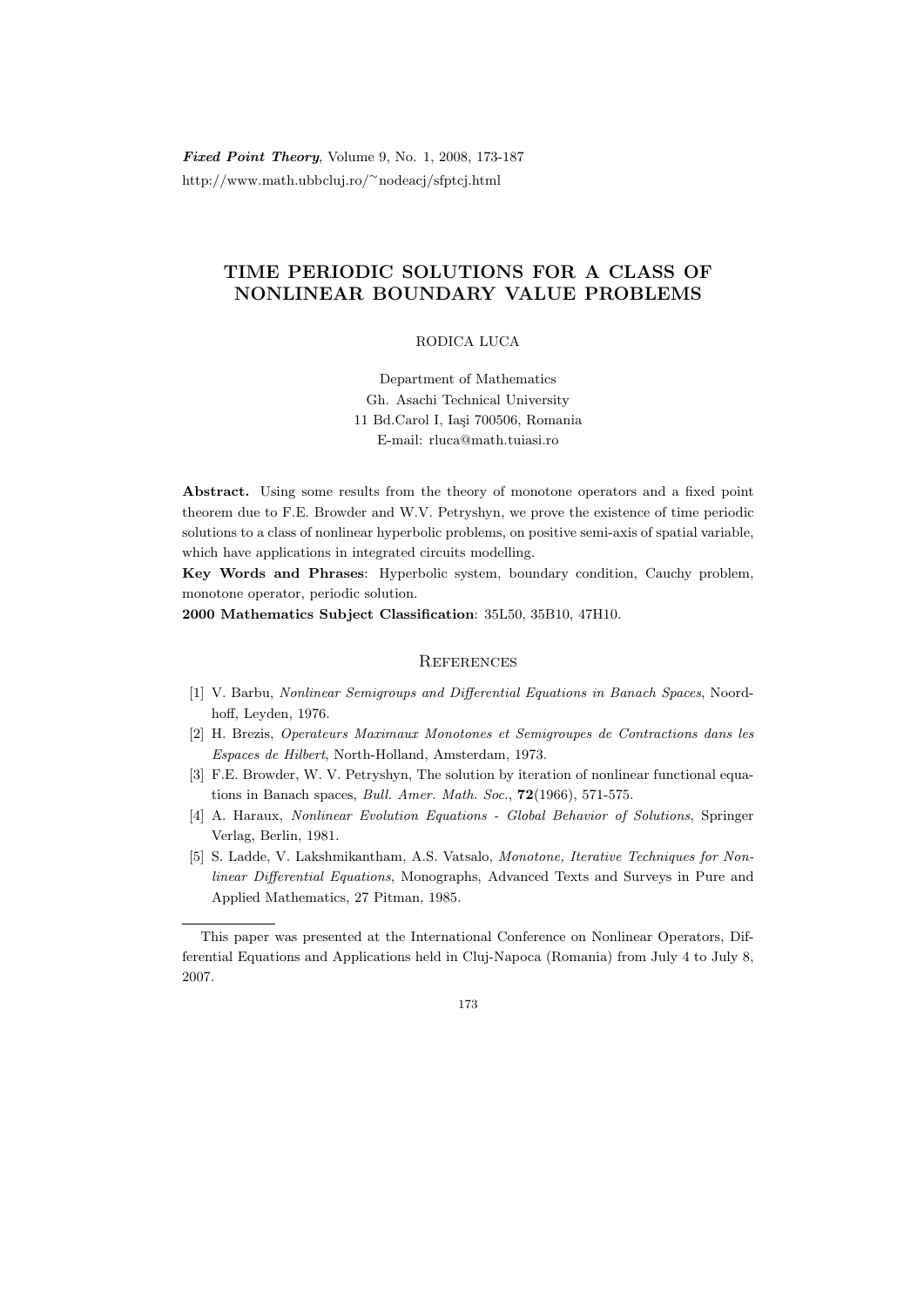# TIME PERIODIC SOLUTIONS FOR A CLASS OF NONLINEAR BOUNDARY VALUE PROBLEMS

RODICA LUCA

Department of Mathematics
Gh. Asachi Technical University
11 Bd.Carol I, Iaşi 700506, Romania
E-mail: rluca@math.tuiasi.ro

**Abstract.** Using some results from the theory of monotone operators and a fixed point theorem due to F.E. Browder and W.V. Petryshyn, we prove the existence of time periodic solutions to a class of nonlinear hyperbolic problems, on positive semi-axis of spatial variable, which have applications in integrated circuits modelling.

**Key Words and Phrases**: Hyperbolic system, boundary condition, Cauchy problem, monotone operator, periodic solution.

**2000 Mathematics Subject Classification**: 35L50, 35B10, 47H10.

## References

[1] V. Barbu, *Nonlinear Semigroups and Differential Equations in Banach Spaces*, Noordhoff, Leyden, 1976.

[2] H. Brezis, *Operateurs Maximaux Monotones et Semigroupes de Contractions dans les Espaces de Hilbert*, North-Holland, Amsterdam, 1973.

[3] F.E. Browder, W. V. Petryshyn, The solution by iteration of nonlinear functional equations in Banach spaces, *Bull. Amer. Math. Soc.*, **72**(1966), 571-575.

[4] A. Haraux, *Nonlinear Evolution Equations - Global Behavior of Solutions*, Springer Verlag, Berlin, 1981.

[5] S. Ladde, V. Lakshmikantham, A.S. Vatsalo, *Monotone, Iterative Techniques for Nonlinear Differential Equations*, Monographs, Advanced Texts and Surveys in Pure and Applied Mathematics, 27 Pitman, 1985.

---

This paper was presented at the International Conference on Nonlinear Operators, Differential Equations and Applications held in Cluj-Napoca (Romania) from July 4 to July 8, 2007.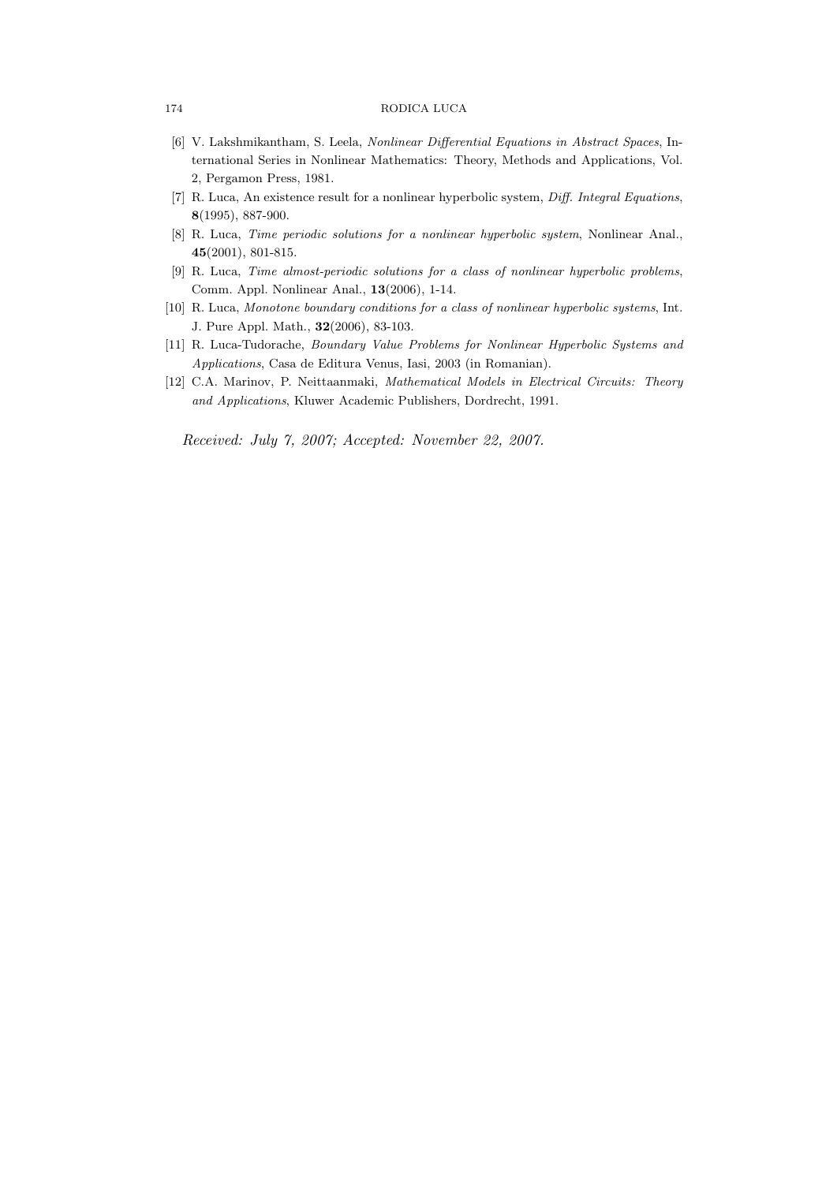[6] V. Lakshmikantham, S. Leela, *Nonlinear Differential Equations in Abstract Spaces*, International Series in Nonlinear Mathematics: Theory, Methods and Applications, Vol. 2, Pergamon Press, 1981.

[7] R. Luca, An existence result for a nonlinear hyperbolic system, *Diff. Integral Equations*, **8**(1995), 887-900.

[8] R. Luca, *Time periodic solutions for a nonlinear hyperbolic system*, Nonlinear Anal., **45**(2001), 801-815.

[9] R. Luca, *Time almost-periodic solutions for a class of nonlinear hyperbolic problems*, Comm. Appl. Nonlinear Anal., **13**(2006), 1-14.

[10] R. Luca, *Monotone boundary conditions for a class of nonlinear hyperbolic systems*, Int. J. Pure Appl. Math., **32**(2006), 83-103.

[11] R. Luca-Tudorache, *Boundary Value Problems for Nonlinear Hyperbolic Systems and Applications*, Casa de Editura Venus, Iasi, 2003 (in Romanian).

[12] C.A. Marinov, P. Neittaanmaki, *Mathematical Models in Electrical Circuits: Theory and Applications*, Kluwer Academic Publishers, Dordrecht, 1991.

*Received: July 7, 2007; Accepted: November 22, 2007.*